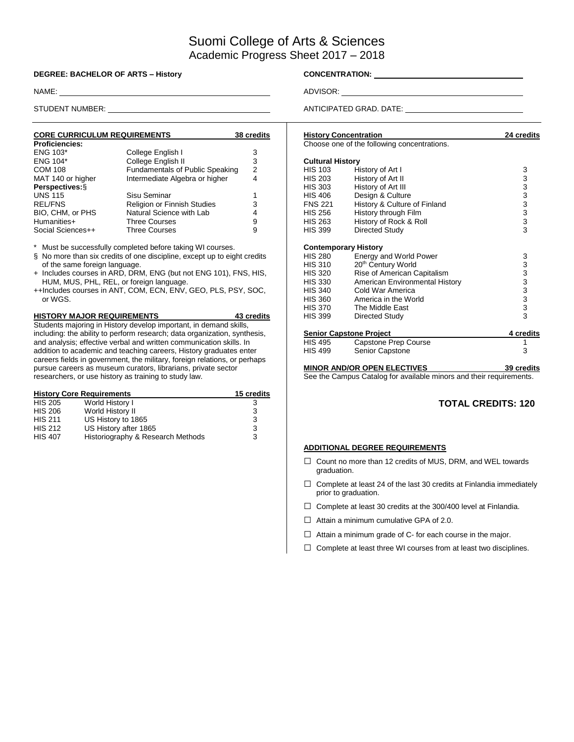# Suomi College of Arts & Sciences
## Academic Progress Sheet 2017 – 2018

**DEGREE: BACHELOR OF ARTS – History**

**CONCENTRATION:** ______________________

NAME: ______________________

ADVISOR: ______________________

STUDENT NUMBER: ______________________

ANTICIPATED GRAD. DATE: ______________________

### CORE CURRICULUM REQUIREMENTS — 38 credits

| | | |
|---|---|---|
| **Proficiencies:** | | |
| ENG 103* | College English I | 3 |
| ENG 104* | College English II | 3 |
| COM 108 | Fundamentals of Public Speaking | 2 |
| MAT 140 or higher | Intermediate Algebra or higher | 4 |
| **Perspectives:§** | | |
| UNS 115 | Sisu Seminar | 1 |
| REL/FNS | Religion or Finnish Studies | 3 |
| BIO, CHM, or PHS | Natural Science with Lab | 4 |
| Humanities+ | Three Courses | 9 |
| Social Sciences++ | Three Courses | 9 |

\* Must be successfully completed before taking WI courses.

§ No more than six credits of one discipline, except up to eight credits of the same foreign language.

+ Includes courses in ARD, DRM, ENG (but not ENG 101), FNS, HIS, HUM, MUS, PHL, REL, or foreign language.

++Includes courses in ANT, COM, ECN, ENV, GEO, PLS, PSY, SOC, or WGS.

### HISTORY MAJOR REQUIREMENTS — 43 credits

Students majoring in History develop important, in demand skills, including: the ability to perform research; data organization, synthesis, and analysis; effective verbal and written communication skills. In addition to academic and teaching careers, History graduates enter careers fields in government, the military, foreign relations, or perhaps pursue careers as museum curators, librarians, private sector researchers, or use history as training to study law.

### History Core Requirements — 15 credits

| | | |
|---|---|---|
| HIS 205 | World History I | 3 |
| HIS 206 | World History II | 3 |
| HIS 211 | US History to 1865 | 3 |
| HIS 212 | US History after 1865 | 3 |
| HIS 407 | Historiography & Research Methods | 3 |

### History Concentration — 24 credits

Choose one of the following concentrations.

**Cultural History**

| | | |
|---|---|---|
| HIS 103 | History of Art I | 3 |
| HIS 203 | History of Art II | 3 |
| HIS 303 | History of Art III | 3 |
| HIS 406 | Design & Culture | 3 |
| FNS 221 | History & Culture of Finland | 3 |
| HIS 256 | History through Film | 3 |
| HIS 263 | History of Rock & Roll | 3 |
| HIS 399 | Directed Study | 3 |

**Contemporary History**

| | | |
|---|---|---|
| HIS 280 | Energy and World Power | 3 |
| HIS 310 | 20th Century World | 3 |
| HIS 320 | Rise of American Capitalism | 3 |
| HIS 330 | American Environmental History | 3 |
| HIS 340 | Cold War America | 3 |
| HIS 360 | America in the World | 3 |
| HIS 370 | The Middle East | 3 |
| HIS 399 | Directed Study | 3 |

### Senior Capstone Project — 4 credits

| | | |
|---|---|---|
| HIS 495 | Capstone Prep Course | 1 |
| HIS 499 | Senior Capstone | 3 |

### MINOR AND/OR OPEN ELECTIVES — 39 credits

See the Campus Catalog for available minors and their requirements.

## TOTAL CREDITS: 120

### ADDITIONAL DEGREE REQUIREMENTS

- ☐ Count no more than 12 credits of MUS, DRM, and WEL towards graduation.
- ☐ Complete at least 24 of the last 30 credits at Finlandia immediately prior to graduation.
- ☐ Complete at least 30 credits at the 300/400 level at Finlandia.
- ☐ Attain a minimum cumulative GPA of 2.0.
- ☐ Attain a minimum grade of C- for each course in the major.
- ☐ Complete at least three WI courses from at least two disciplines.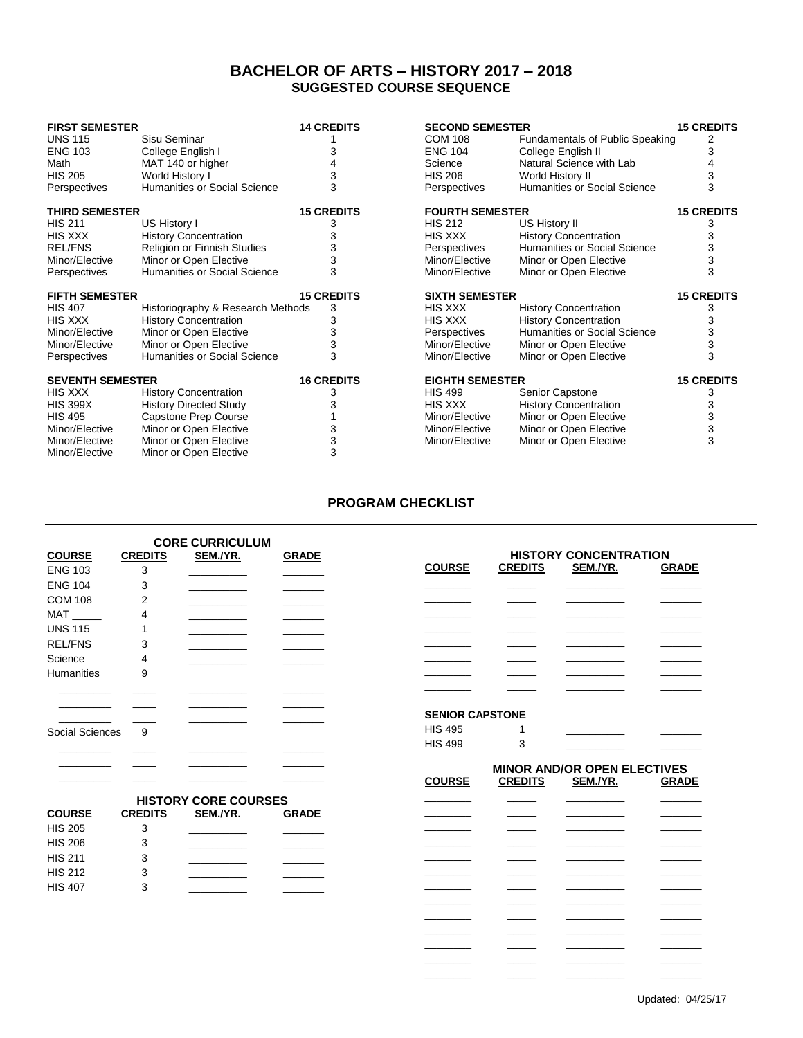# BACHELOR OF ARTS – HISTORY 2017 – 2018

## SUGGESTED COURSE SEQUENCE

| **FIRST SEMESTER** | | **14 CREDITS** |
|---|---|---|
| UNS 115 | Sisu Seminar | 1 |
| ENG 103 | College English I | 3 |
| Math | MAT 140 or higher | 4 |
| HIS 205 | World History I | 3 |
| Perspectives | Humanities or Social Science | 3 |

| **SECOND SEMESTER** | | **15 CREDITS** |
|---|---|---|
| COM 108 | Fundamentals of Public Speaking | 2 |
| ENG 104 | College English II | 3 |
| Science | Natural Science with Lab | 4 |
| HIS 206 | World History II | 3 |
| Perspectives | Humanities or Social Science | 3 |

| **THIRD SEMESTER** | | **15 CREDITS** |
|---|---|---|
| HIS 211 | US History I | 3 |
| HIS XXX | History Concentration | 3 |
| REL/FNS | Religion or Finnish Studies | 3 |
| Minor/Elective | Minor or Open Elective | 3 |
| Perspectives | Humanities or Social Science | 3 |

| **FOURTH SEMESTER** | | **15 CREDITS** |
|---|---|---|
| HIS 212 | US History II | 3 |
| HIS XXX | History Concentration | 3 |
| Perspectives | Humanities or Social Science | 3 |
| Minor/Elective | Minor or Open Elective | 3 |
| Minor/Elective | Minor or Open Elective | 3 |

| **FIFTH SEMESTER** | | **15 CREDITS** |
|---|---|---|
| HIS 407 | Historiography & Research Methods | 3 |
| HIS XXX | History Concentration | 3 |
| Minor/Elective | Minor or Open Elective | 3 |
| Minor/Elective | Minor or Open Elective | 3 |
| Perspectives | Humanities or Social Science | 3 |

| **SIXTH SEMESTER** | | **15 CREDITS** |
|---|---|---|
| HIS XXX | History Concentration | 3 |
| HIS XXX | History Concentration | 3 |
| Perspectives | Humanities or Social Science | 3 |
| Minor/Elective | Minor or Open Elective | 3 |
| Minor/Elective | Minor or Open Elective | 3 |

| **SEVENTH SEMESTER** | | **16 CREDITS** |
|---|---|---|
| HIS XXX | History Concentration | 3 |
| HIS 399X | History Directed Study | 3 |
| HIS 495 | Capstone Prep Course | 1 |
| Minor/Elective | Minor or Open Elective | 3 |
| Minor/Elective | Minor or Open Elective | 3 |
| Minor/Elective | Minor or Open Elective | 3 |

| **EIGHTH SEMESTER** | | **15 CREDITS** |
|---|---|---|
| HIS 499 | Senior Capstone | 3 |
| HIS XXX | History Concentration | 3 |
| Minor/Elective | Minor or Open Elective | 3 |
| Minor/Elective | Minor or Open Elective | 3 |
| Minor/Elective | Minor or Open Elective | 3 |

## PROGRAM CHECKLIST

### CORE CURRICULUM

| COURSE | CREDITS | SEM./YR. | GRADE |
|---|---|---|---|
| ENG 103 | 3 | | |
| ENG 104 | 3 | | |
| COM 108 | 2 | | |
| MAT _____ | 4 | | |
| UNS 115 | 1 | | |
| REL/FNS | 3 | | |
| Science | 4 | | |
| Humanities | 9 | | |
| | | | |
| | | | |
| | | | |
| Social Sciences | 9 | | |
| | | | |
| | | | |
| | | | |

### HISTORY CORE COURSES

| COURSE | CREDITS | SEM./YR. | GRADE |
|---|---|---|---|
| HIS 205 | 3 | | |
| HIS 206 | 3 | | |
| HIS 211 | 3 | | |
| HIS 212 | 3 | | |
| HIS 407 | 3 | | |

### HISTORY CONCENTRATION

| COURSE | CREDITS | SEM./YR. | GRADE |
|---|---|---|---|
| | | | |
| | | | |
| | | | |
| | | | |
| | | | |
| | | | |
| | | | |
| | | | |

### SENIOR CAPSTONE

| COURSE | CREDITS | SEM./YR. | GRADE |
|---|---|---|---|
| HIS 495 | 1 | | |
| HIS 499 | 3 | | |

### MINOR AND/OR OPEN ELECTIVES

| COURSE | CREDITS | SEM./YR. | GRADE |
|---|---|---|---|
| | | | |
| | | | |
| | | | |
| | | | |
| | | | |
| | | | |
| | | | |
| | | | |
| | | | |
| | | | |
| | | | |
| | | | |

Updated: 04/25/17